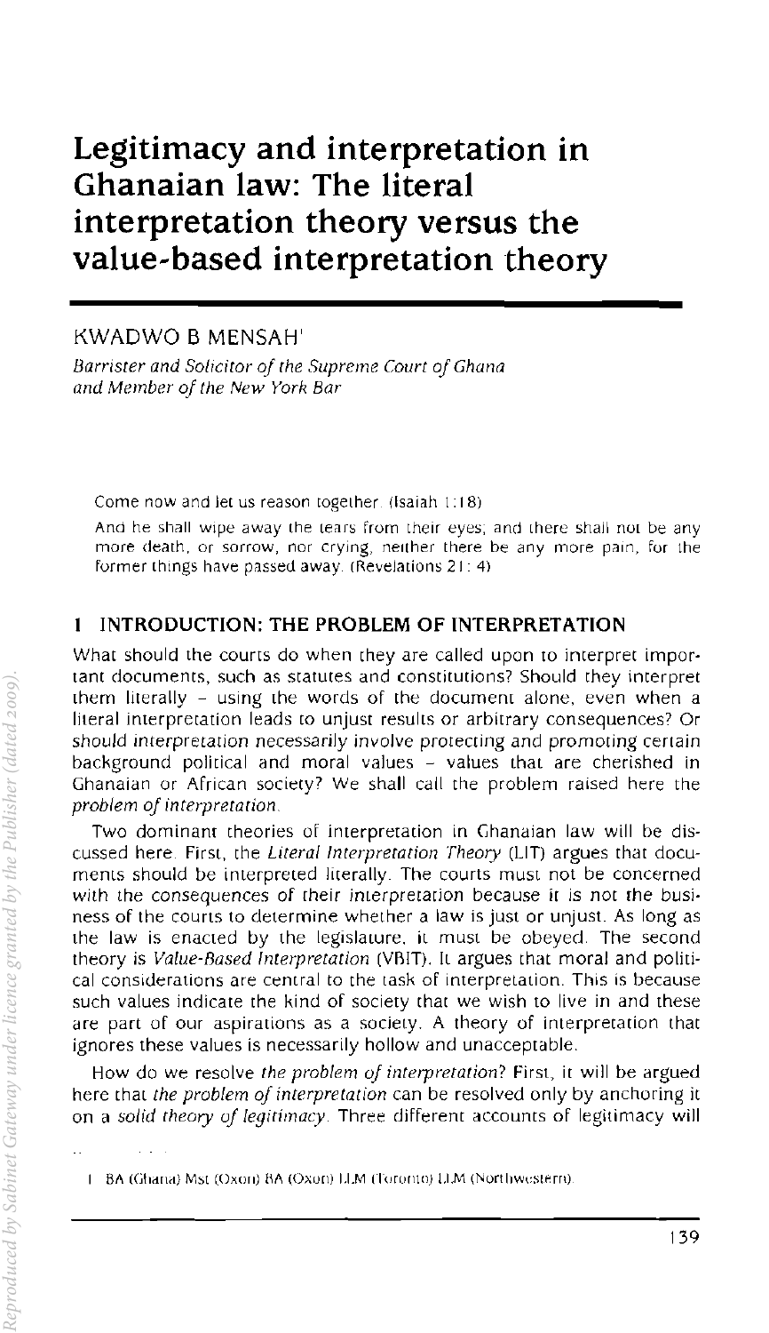# Legitimacy and interpretation in Ghanaian law: The literal interpretation theory versus the value-based interpretation theory

KWADWO B MENSAH[1]

*Barrister and Solicitor of the Supreme Court of Ghana and Member of the New York Bar*

> Come now and let us reason together. (Isaiah 1:18)
>
> And he shall wipe away the tears from their eyes; and there shall not be any more death, or sorrow, nor crying, neither there be any more pain, for the former things have passed away. (Revelations 21: 4)

## 1 INTRODUCTION: THE PROBLEM OF INTERPRETATION

What should the courts do when they are called upon to interpret important documents, such as statutes and constitutions? Should they interpret them literally – using the words of the document alone, even when a literal interpretation leads to unjust results or arbitrary consequences? Or should interpretation necessarily involve protecting and promoting certain background political and moral values – values that are cherished in Ghanaian or African society? We shall call the problem raised here the *problem of interpretation*.

Two dominant theories of interpretation in Ghanaian law will be discussed here. First, the *Literal Interpretation Theory* (LIT) argues that documents should be interpreted literally. The courts must not be concerned with the consequences of their interpretation because it is not the business of the courts to determine whether a law is just or unjust. As long as the law is enacted by the legislature, it must be obeyed. The second theory is *Value-Based Interpretation* (VBIT). It argues that moral and political considerations are central to the task of interpretation. This is because such values indicate the kind of society that we wish to live in and these are part of our aspirations as a society. A theory of interpretation that ignores these values is necessarily hollow and unacceptable.

How do we resolve *the problem of interpretation*? First, it will be argued here that *the problem of interpretation* can be resolved only by anchoring it on a *solid theory of legitimacy*. Three different accounts of legitimacy will

---

1 BA (Ghana) MSt (Oxon) BA (Oxon) LLM (Toronto) LLM (Northwestern).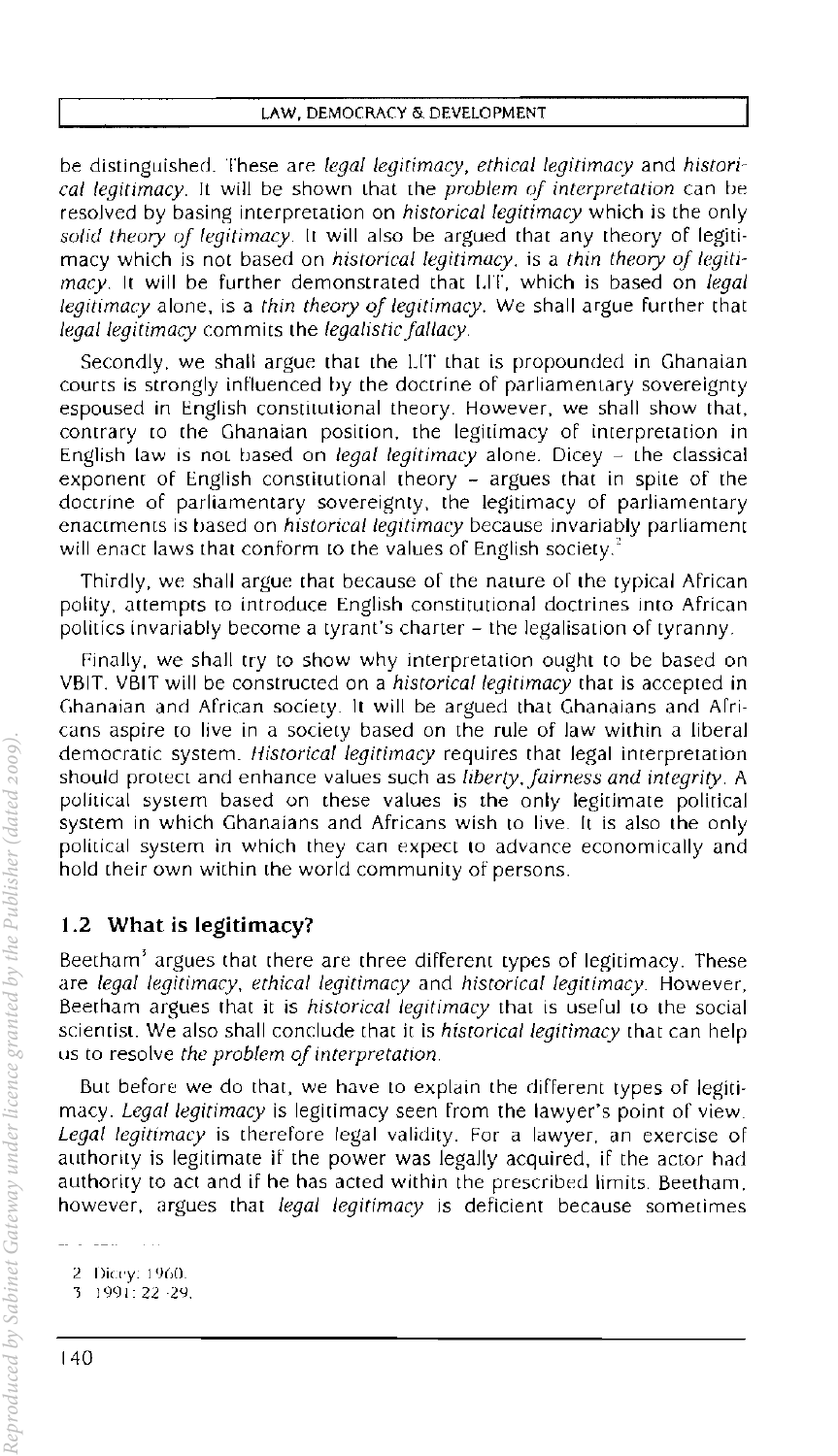be distinguished. These are *legal legitimacy*, *ethical legitimacy* and *historical legitimacy*. It will be shown that the *problem of interpretation* can be resolved by basing interpretation on *historical legitimacy* which is the only *solid theory of legitimacy*. It will also be argued that any theory of legitimacy which is not based on *historical legitimacy*, is a *thin theory of legitimacy*. It will be further demonstrated that LIT, which is based on *legal legitimacy* alone, is a *thin theory of legitimacy*. We shall argue further that *legal legitimacy* commits the *legalistic fallacy*.

Secondly, we shall argue that the LIT that is propounded in Ghanaian courts is strongly influenced by the doctrine of parliamentary sovereignty espoused in English constitutional theory. However, we shall show that, contrary to the Ghanaian position, the legitimacy of interpretation in English law is not based on *legal legitimacy* alone. Dicey – the classical exponent of English constitutional theory – argues that in spite of the doctrine of parliamentary sovereignty, the legitimacy of parliamentary enactments is based on *historical legitimacy* because invariably parliament will enact laws that conform to the values of English society.[2]

Thirdly, we shall argue that because of the nature of the typical African polity, attempts to introduce English constitutional doctrines into African politics invariably become a tyrant's charter – the legalisation of tyranny.

Finally, we shall try to show why interpretation ought to be based on VBIT. VBIT will be constructed on a *historical legitimacy* that is accepted in Ghanaian and African society. It will be argued that Ghanaians and Africans aspire to live in a society based on the rule of law within a liberal democratic system. *Historical legitimacy* requires that legal interpretation should protect and enhance values such as *liberty, fairness and integrity*. A political system based on these values is the only legitimate political system in which Ghanaians and Africans wish to live. It is also the only political system in which they can expect to advance economically and hold their own within the world community of persons.

## 1.2 What is legitimacy?

Beetham[3] argues that there are three different types of legitimacy. These are *legal legitimacy*, *ethical legitimacy* and *historical legitimacy*. However, Beetham argues that it is *historical legitimacy* that is useful to the social scientist. We also shall conclude that it is *historical legitimacy* that can help us to resolve *the problem of interpretation*.

But before we do that, we have to explain the different types of legitimacy. *Legal legitimacy* is legitimacy seen from the lawyer's point of view. *Legal legitimacy* is therefore legal validity. For a lawyer, an exercise of authority is legitimate if the power was legally acquired, if the actor had authority to act and if he has acted within the prescribed limits. Beetham, however, argues that *legal legitimacy* is deficient because sometimes

---

2 Dicey: 1960.

3 1991: 22–29.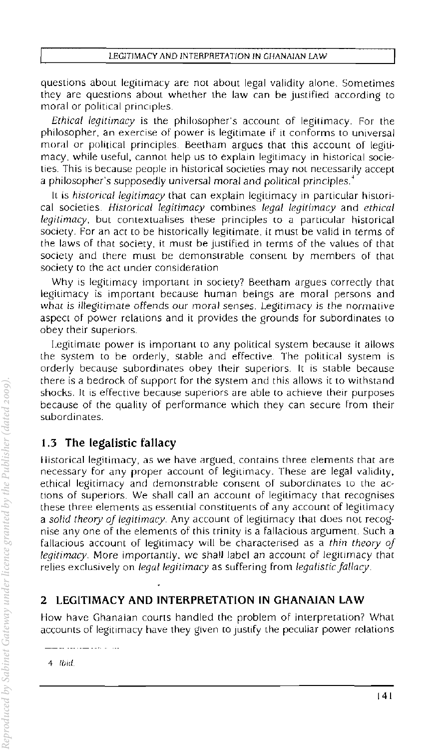questions about legitimacy are not about legal validity alone. Sometimes they are questions about whether the law can be justified according to moral or political principles.

*Ethical legitimacy* is the philosopher's account of legitimacy. For the philosopher, an exercise of power is legitimate if it conforms to universal moral or political principles. Beetham argues that this account of legitimacy, while useful, cannot help us to explain legitimacy in historical societies. This is because people in historical societies may not necessarily accept a philosopher's supposedly universal moral and political principles.[4]

It is *historical legitimacy* that can explain legitimacy in particular historical societies. *Historical legitimacy* combines *legal legitimacy* and *ethical legitimacy*, but contextualises these principles to a particular historical society. For an act to be historically legitimate, it must be valid in terms of the laws of that society, it must be justified in terms of the values of that society and there must be demonstrable consent by members of that society to the act under consideration

Why is legitimacy important in society? Beetham argues correctly that legitimacy is important because human beings are moral persons and what is illegitimate offends our moral senses. Legitimacy is the normative aspect of power relations and it provides the grounds for subordinates to obey their superiors.

Legitimate power is important to any political system because it allows the system to be orderly, stable and effective. The political system is orderly because subordinates obey their superiors. It is stable because there is a bedrock of support for the system and this allows it to withstand shocks. It is effective because superiors are able to achieve their purposes because of the quality of performance which they can secure from their subordinates.

### 1.3 The legalistic fallacy

Historical legitimacy, as we have argued, contains three elements that are necessary for any proper account of legitimacy. These are legal validity, ethical legitimacy and demonstrable consent of subordinates to the actions of superiors. We shall call an account of legitimacy that recognises these three elements as essential constituents of any account of legitimacy a *solid theory of legitimacy*. Any account of legitimacy that does not recognise any one of the elements of this trinity is a fallacious argument. Such a fallacious account of legitimacy will be characterised as a *thin theory of legitimacy*. More importantly, we shall label an account of legitimacy that relies exclusively on *legal legitimacy* as suffering from *legalistic fallacy*.

## 2 LEGITIMACY AND INTERPRETATION IN GHANAIAN LAW

How have Ghanaian courts handled the problem of interpretation? What accounts of legitimacy have they given to justify the peculiar power relations

4 *Ibid.*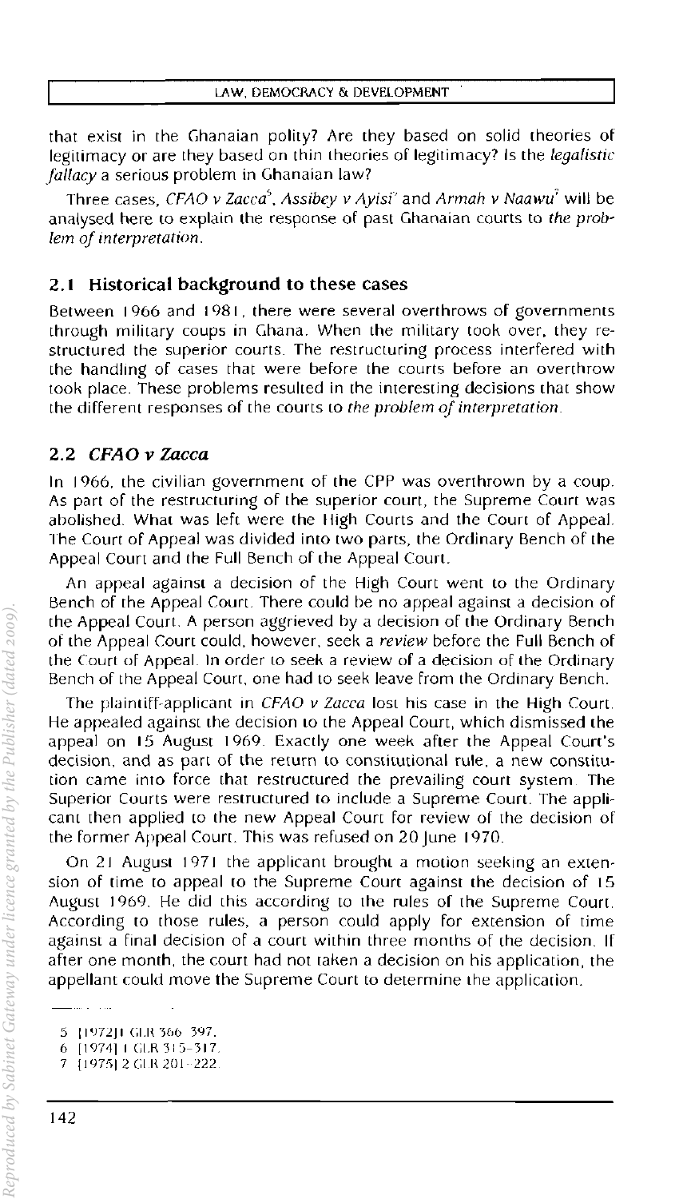that exist in the Ghanaian polity? Are they based on solid theories of legitimacy or are they based on thin theories of legitimacy? Is the *legalistic fallacy* a serious problem in Ghanaian law?

Three cases, *CFAO v Zacca*[5], *Assibey v Ayisi*[6] and *Armah v Naawu*[7] will be analysed here to explain the response of past Ghanaian courts to *the problem of interpretation*.

## 2.1 Historical background to these cases

Between 1966 and 1981, there were several overthrows of governments through military coups in Ghana. When the military took over, they restructured the superior courts. The restructuring process interfered with the handling of cases that were before the courts before an overthrow took place. These problems resulted in the interesting decisions that show the different responses of the courts to *the problem of interpretation*.

## 2.2 *CFAO v Zacca*

In 1966, the civilian government of the CPP was overthrown by a coup. As part of the restructuring of the superior court, the Supreme Court was abolished. What was left were the High Courts and the Court of Appeal. The Court of Appeal was divided into two parts, the Ordinary Bench of the Appeal Court and the Full Bench of the Appeal Court.

An appeal against a decision of the High Court went to the Ordinary Bench of the Appeal Court. There could be no appeal against a decision of the Appeal Court. A person aggrieved by a decision of the Ordinary Bench of the Appeal Court could, however, seek a *review* before the Full Bench of the Court of Appeal. In order to seek a review of a decision of the Ordinary Bench of the Appeal Court, one had to seek leave from the Ordinary Bench.

The plaintiff-applicant in *CFAO v Zacca* lost his case in the High Court. He appealed against the decision to the Appeal Court, which dismissed the appeal on 15 August 1969. Exactly one week after the Appeal Court's decision, and as part of the return to constitutional rule, a new constitution came into force that restructured the prevailing court system. The Superior Courts were restructured to include a Supreme Court. The applicant then applied to the new Appeal Court for review of the decision of the former Appeal Court. This was refused on 20 June 1970.

On 21 August 1971 the applicant brought a motion seeking an extension of time to appeal to the Supreme Court against the decision of 15 August 1969. He did this according to the rules of the Supreme Court. According to those rules, a person could apply for extension of time against a final decision of a court within three months of the decision. If after one month, the court had not taken a decision on his application, the appellant could move the Supreme Court to determine the application.

---

5 [1972] 1 GLR 366–397.

6 [1974] 1 GLR 315–317.

7 [1975] 2 GLR 201–222.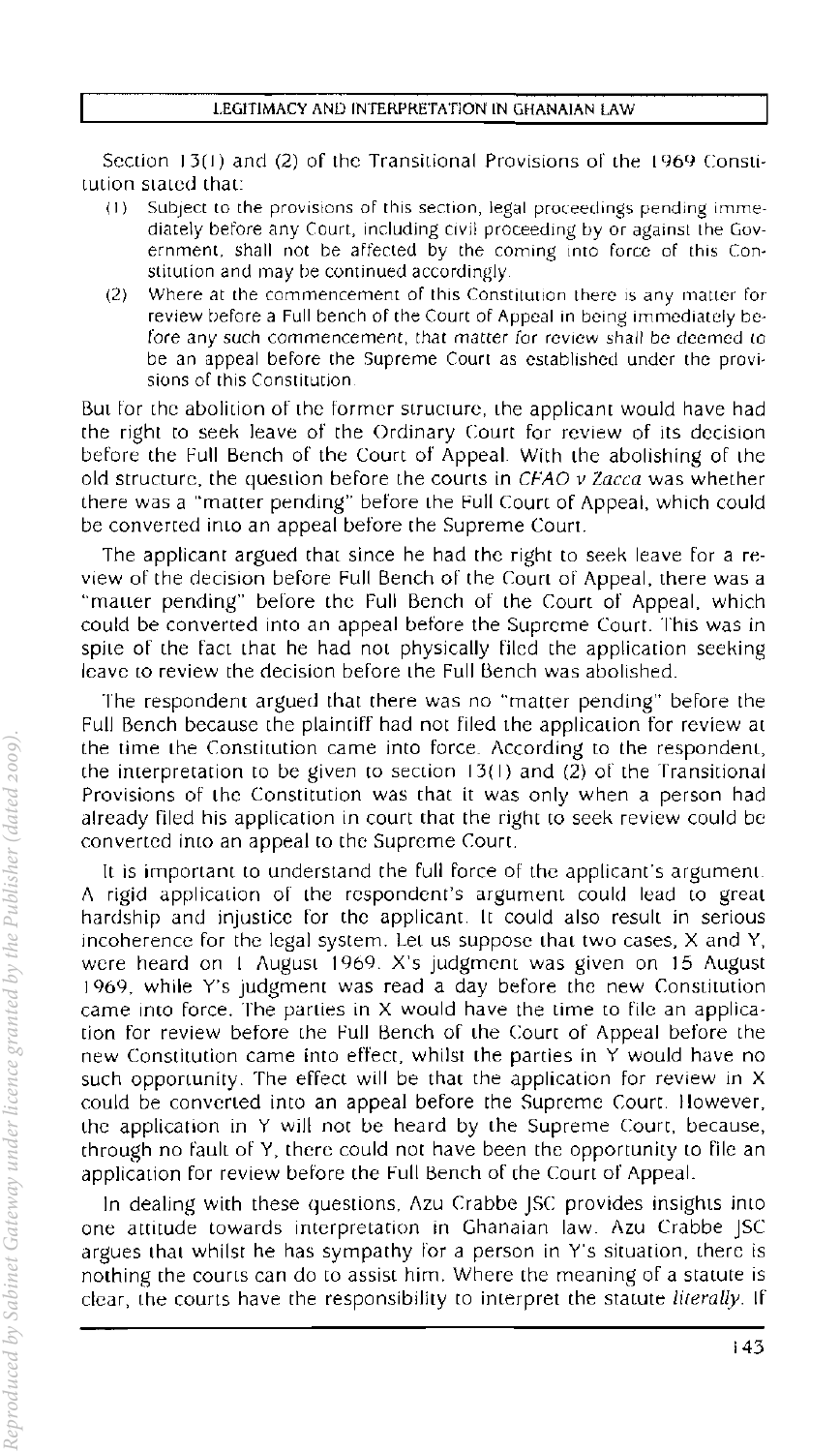Section 13(1) and (2) of the Transitional Provisions of the 1969 Constitution stated that:

(1) Subject to the provisions of this section, legal proceedings pending immediately before any Court, including civil proceeding by or against the Government, shall not be affected by the coming into force of this Constitution and may be continued accordingly.

(2) Where at the commencement of this Constitution there is any matter for review before a Full bench of the Court of Appeal in being immediately before any such commencement, that matter for review shall be deemed to be an appeal before the Supreme Court as established under the provisions of this Constitution.

But for the abolition of the former structure, the applicant would have had the right to seek leave of the Ordinary Court for review of its decision before the Full Bench of the Court of Appeal. With the abolishing of the old structure, the question before the courts in *CFAO v Zacca* was whether there was a "matter pending" before the Full Court of Appeal, which could be converted into an appeal before the Supreme Court.

The applicant argued that since he had the right to seek leave for a review of the decision before Full Bench of the Court of Appeal, there was a "matter pending" before the Full Bench of the Court of Appeal, which could be converted into an appeal before the Supreme Court. This was in spite of the fact that he had not physically filed the application seeking leave to review the decision before the Full Bench was abolished.

The respondent argued that there was no "matter pending" before the Full Bench because the plaintiff had not filed the application for review at the time the Constitution came into force. According to the respondent, the interpretation to be given to section 13(1) and (2) of the Transitional Provisions of the Constitution was that it was only when a person had already filed his application in court that the right to seek review could be converted into an appeal to the Supreme Court.

It is important to understand the full force of the applicant's argument. A rigid application of the respondent's argument could lead to great hardship and injustice for the applicant. It could also result in serious incoherence for the legal system. Let us suppose that two cases, X and Y, were heard on 1 August 1969. X's judgment was given on 15 August 1969, while Y's judgment was read a day before the new Constitution came into force. The parties in X would have the time to file an application for review before the Full Bench of the Court of Appeal before the new Constitution came into effect, whilst the parties in Y would have no such opportunity. The effect will be that the application for review in X could be converted into an appeal before the Supreme Court. However, the application in Y will not be heard by the Supreme Court, because, through no fault of Y, there could not have been the opportunity to file an application for review before the Full Bench of the Court of Appeal.

In dealing with these questions, Azu Crabbe JSC provides insights into one attitude towards interpretation in Ghanaian law. Azu Crabbe JSC argues that whilst he has sympathy for a person in Y's situation, there is nothing the courts can do to assist him. Where the meaning of a statute is clear, the courts have the responsibility to interpret the statute *literally*. If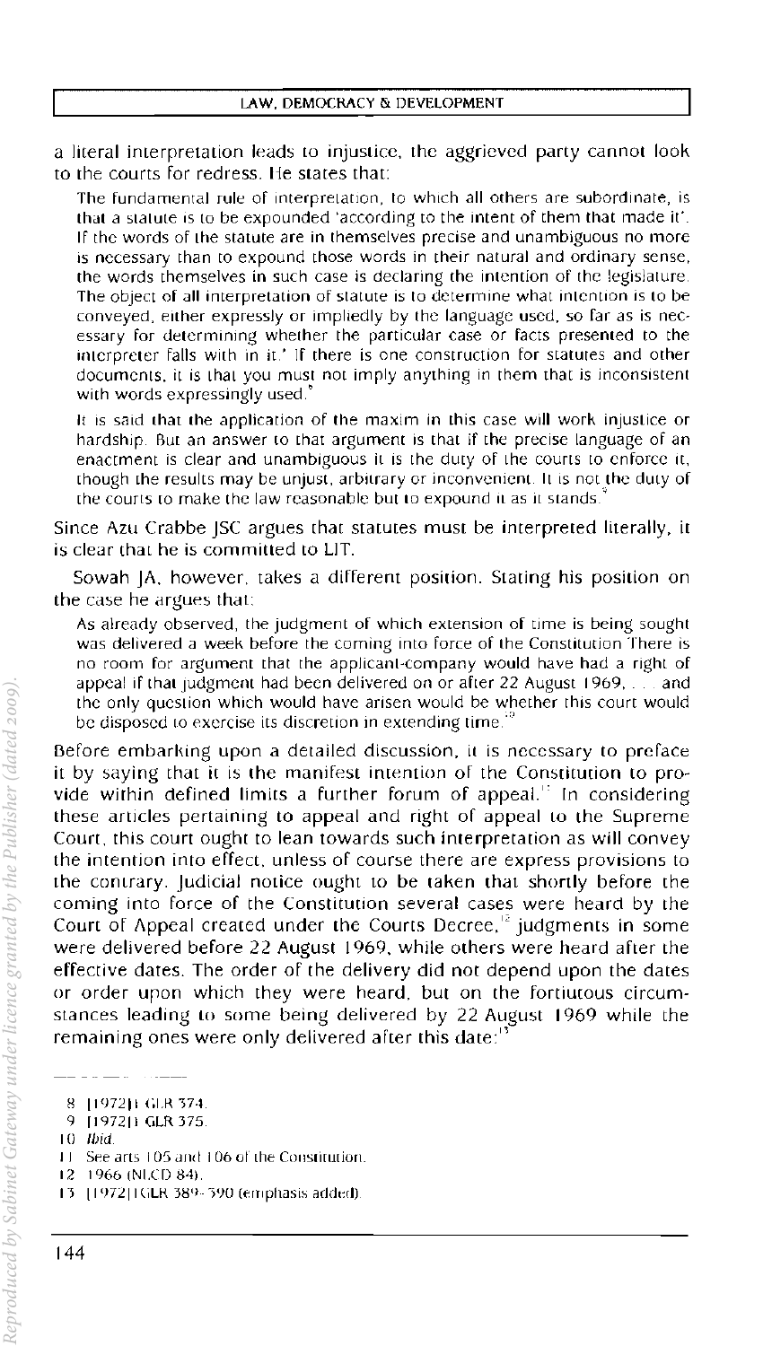a literal interpretation leads to injustice, the aggrieved party cannot look to the courts for redress. He states that:

> The fundamental rule of interpretation, to which all others are subordinate, is that a statute is to be expounded 'according to the intent of them that made it'. If the words of the statute are in themselves precise and unambiguous no more is necessary than to expound those words in their natural and ordinary sense, the words themselves in such case is declaring the intention of the legislature. The object of all interpretation of statute is to determine what intention is to be conveyed, either expressly or impliedly by the language used, so far as is necessary for determining whether the particular case or facts presented to the interpreter falls with in it.' If there is one construction for statutes and other documents, it is that you must not imply anything in them that is inconsistent with words expressingly used.[8]
>
> It is said that the application of the maxim in this case will work injustice or hardship. But an answer to that argument is that if the precise language of an enactment is clear and unambiguous it is the duty of the courts to enforce it, though the results may be unjust, arbitrary or inconvenient. It is not the duty of the courts to make the law reasonable but to expound it as it stands.[9]

Since Azu Crabbe JSC argues that statutes must be interpreted literally, it is clear that he is committed to LIT.

Sowah JA, however, takes a different position. Stating his position on the case he argues that:

> As already observed, the judgment of which extension of time is being sought was delivered a week before the coming into force of the Constitution. There is no room for argument that the applicant-company would have had a right of appeal if that judgment had been delivered on or after 22 August 1969, . . . and the only question which would have arisen would be whether this court would be disposed to exercise its discretion in extending time.[10]

Before embarking upon a detailed discussion, it is necessary to preface it by saying that it is the manifest intention of the Constitution to provide within defined limits a further forum of appeal.[11] In considering these articles pertaining to appeal and right of appeal to the Supreme Court, this court ought to lean towards such interpretation as will convey the intention into effect, unless of course there are express provisions to the contrary. Judicial notice ought to be taken that shortly before the coming into force of the Constitution several cases were heard by the Court of Appeal created under the Courts Decree,[12] judgments in some were delivered before 22 August 1969, while others were heard after the effective dates. The order of the delivery did not depend upon the dates or order upon which they were heard, but on the fortuitous circumstances leading to some being delivered by 22 August 1969 while the remaining ones were only delivered after this date:[13]

---

8 [1972]1 GLR 374.

9 [1972]1 GLR 375.

10 *Ibid.*

11 See arts 105 and 106 of the Constitution.

12 1966 (NLCD 84).

13 [1972]1GLR 389–390 (emphasis added).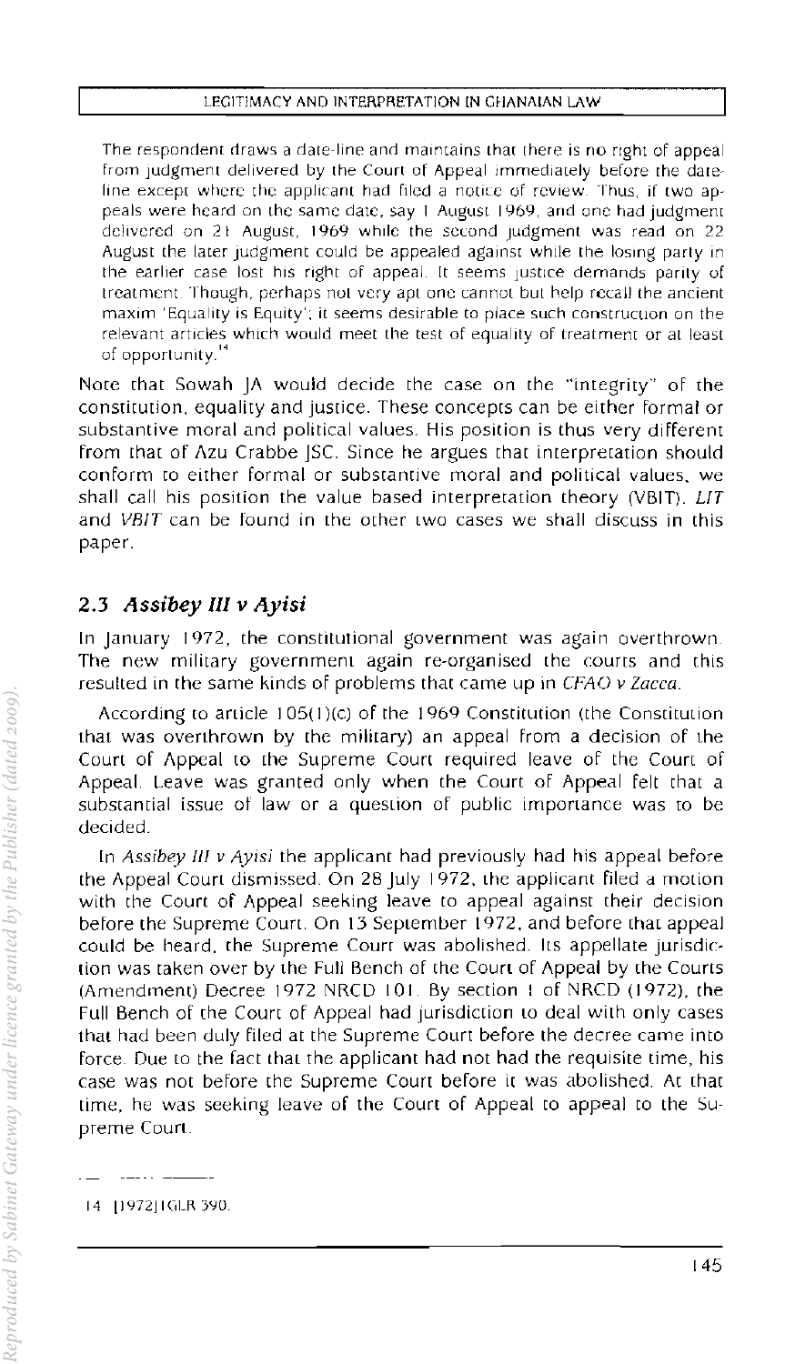> The respondent draws a date-line and maintains that there is no right of appeal from judgment delivered by the Court of Appeal immediately before the date-line except where the applicant had filed a notice of review. Thus, if two appeals were heard on the same date, say 1 August 1969, and one had judgment delivered on 21 August, 1969 while the second judgment was read on 22 August the later judgment could be appealed against while the losing party in the earlier case lost his right of appeal. It seems justice demands parity of treatment. Though, perhaps not very apt one cannot but help recall the ancient maxim 'Equality is Equity'; it seems desirable to place such construction on the relevant articles which would meet the test of equality of treatment or at least of opportunity.[14]

Note that Sowah JA would decide the case on the "integrity" of the constitution, equality and justice. These concepts can be either formal or substantive moral and political values. His position is thus very different from that of Azu Crabbe JSC. Since he argues that interpretation should conform to either formal or substantive moral and political values, we shall call his position the value based interpretation theory (VBIT). *LIT* and *VBIT* can be found in the other two cases we shall discuss in this paper.

## 2.3 *Assibey III v Ayisi*

In January 1972, the constitutional government was again overthrown. The new military government again re-organised the courts and this resulted in the same kinds of problems that came up in *CFAO v Zacca*.

According to article 105(1)(c) of the 1969 Constitution (the Constitution that was overthrown by the military) an appeal from a decision of the Court of Appeal to the Supreme Court required leave of the Court of Appeal. Leave was granted only when the Court of Appeal felt that a substantial issue of law or a question of public importance was to be decided.

In *Assibey III v Ayisi* the applicant had previously had his appeal before the Appeal Court dismissed. On 28 July 1972, the applicant filed a motion with the Court of Appeal seeking leave to appeal against their decision before the Supreme Court. On 13 September 1972, and before that appeal could be heard, the Supreme Court was abolished. Its appellate jurisdiction was taken over by the Full Bench of the Court of Appeal by the Courts (Amendment) Decree 1972 NRCD 101. By section 1 of NRCD (1972), the Full Bench of the Court of Appeal had jurisdiction to deal with only cases that had been duly filed at the Supreme Court before the decree came into force. Due to the fact that the applicant had not had the requisite time, his case was not before the Supreme Court before it was abolished. At that time, he was seeking leave of the Court of Appeal to appeal to the Supreme Court.

---

14 [1972] 1GLR 390.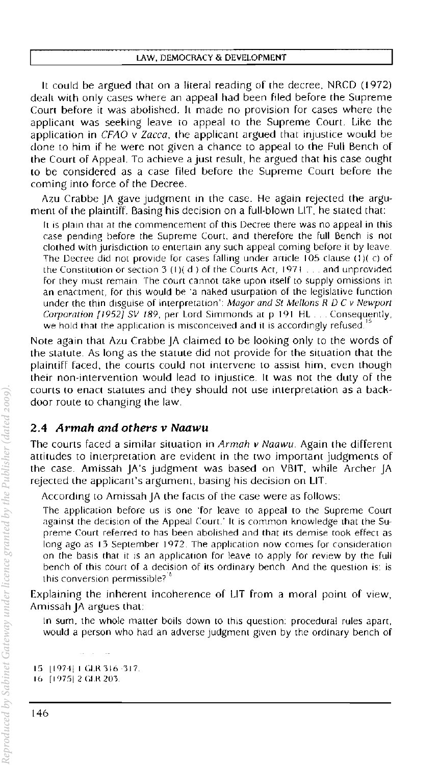It could be argued that on a literal reading of the decree, NRCD (1972) dealt with only cases where an appeal had been filed before the Supreme Court before it was abolished. It made no provision for cases where the applicant was seeking leave to appeal to the Supreme Court. Like the application in *CFAO v Zacca*, the applicant argued that injustice would be done to him if he were not given a chance to appeal to the Full Bench of the Court of Appeal. To achieve a just result, he argued that his case ought to be considered as a case filed before the Supreme Court before the coming into force of the Decree.

Azu Crabbe JA gave judgment in the case. He again rejected the argument of the plaintiff. Basing his decision on a full-blown LIT, he stated that:

> It is plain that at the commencement of this Decree there was no appeal in this case pending before the Supreme Court, and therefore the full Bench is not clothed with jurisdiction to entertain any such appeal coming before it by leave. The Decree did not provide for cases falling under article 105 clause (1)( c) of the Constitution or section 3 (1)( d ) of the Courts Act, 1971 . . . and unprovided for they must remain. The court cannot take upon itself to supply omissions in an enactment, for this would be 'a naked usurpation of the legislative function under the thin disguise of interpretation': *Magor and St Mellons R D C v Newport Corporation [1952] SV 189*, per Lord Simmonds at p 191 HL . . . Consequently, we hold that the application is misconceived and it is accordingly refused.[15]

Note again that Azu Crabbe JA claimed to be looking only to the words of the statute. As long as the statute did not provide for the situation that the plaintiff faced, the courts could not intervene to assist him, even though their non-intervention would lead to injustice. It was not the duty of the courts to enact statutes and they should not use interpretation as a back-door route to changing the law.

## 2.4 *Armah and others v Naawu*

The courts faced a similar situation in *Armah v Naawu*. Again the different attitudes to interpretation are evident in the two important judgments of the case. Amissah JA's judgment was based on VBIT, while Archer JA rejected the applicant's argument, basing his decision on LIT.

According to Amissah JA the facts of the case were as follows:

> The application before us is one 'for leave to appeal to the Supreme Court against the decision of the Appeal Court.' It is common knowledge that the Supreme Court referred to has been abolished and that its demise took effect as long ago as 13 September 1972. The application now comes for consideration on the basis that it is an application for leave to apply for review by the full bench of this court of a decision of its ordinary bench. And the question is: is this conversion permissible?[16]

Explaining the inherent incoherence of LIT from a moral point of view, Amissah JA argues that:

> In sum, the whole matter boils down to this question: procedural rules apart, would a person who had an adverse judgment given by the ordinary bench of

15 [1974] 1 GLR 316-317.

16 [1975] 2 GLR 203.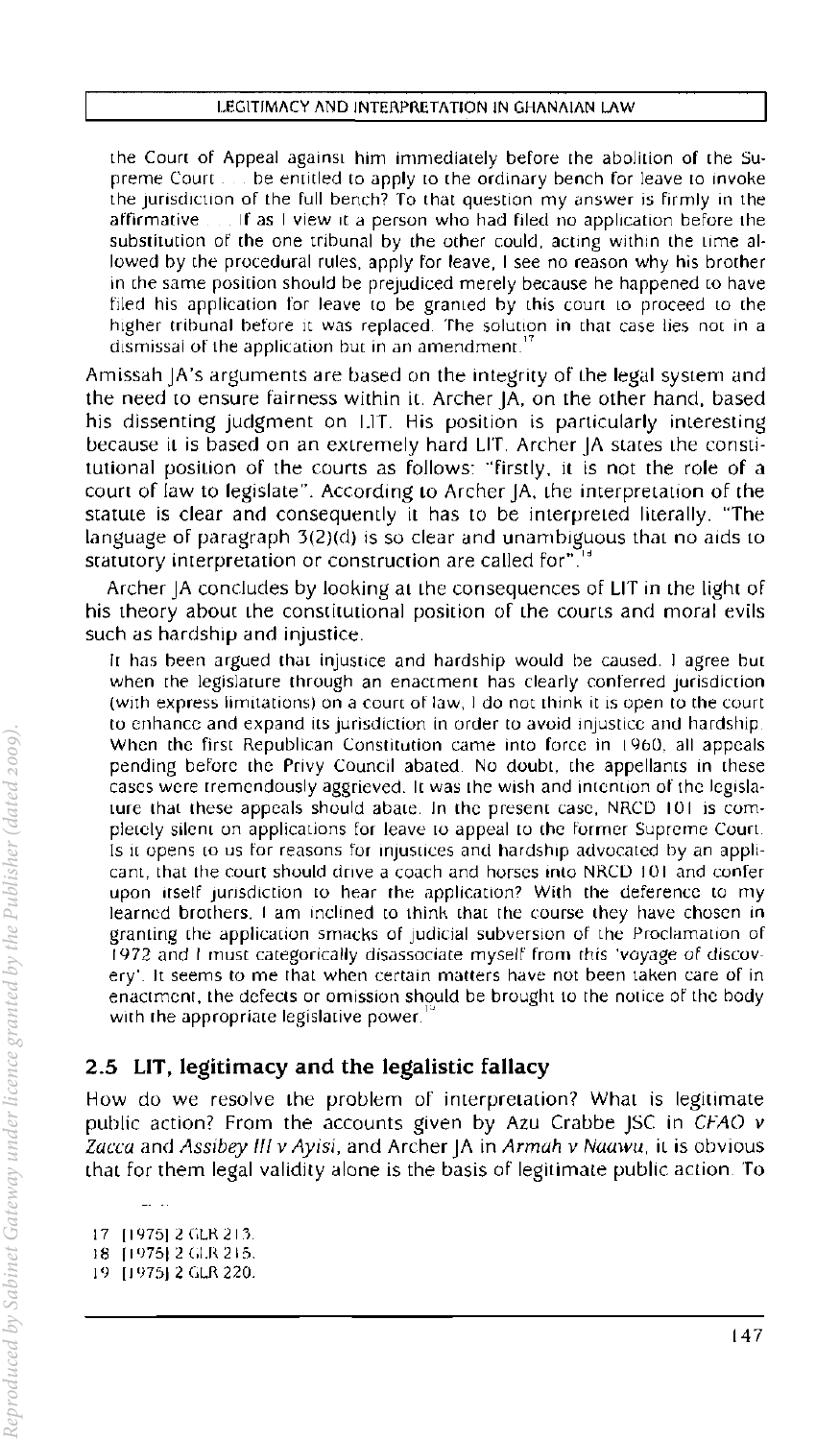the Court of Appeal against him immediately before the abolition of the Supreme Court . . . be entitled to apply to the ordinary bench for leave to invoke the jurisdiction of the full bench? To that question my answer is firmly in the affirmative . . . If as I view it a person who had filed no application before the substitution of the one tribunal by the other could, acting within the time allowed by the procedural rules, apply for leave, I see no reason why his brother in the same position should be prejudiced merely because he happened to have filed his application for leave to be granted by this court to proceed to the higher tribunal before it was replaced. The solution in that case lies not in a dismissal of the application but in an amendment.[17]

Amissah JA's arguments are based on the integrity of the legal system and the need to ensure fairness within it. Archer JA, on the other hand, based his dissenting judgment on LIT. His position is particularly interesting because it is based on an extremely hard LIT. Archer JA states the constitutional position of the courts as follows: "firstly, it is not the role of a court of law to legislate". According to Archer JA, the interpretation of the statute is clear and consequently it has to be interpreted literally. "The language of paragraph 3(2)(d) is so clear and unambiguous that no aids to statutory interpretation or construction are called for".[18]

Archer JA concludes by looking at the consequences of LIT in the light of his theory about the constitutional position of the courts and moral evils such as hardship and injustice.

> It has been argued that injustice and hardship would be caused. I agree but when the legislature through an enactment has clearly conferred jurisdiction (with express limitations) on a court of law, I do not think it is open to the court to enhance and expand its jurisdiction in order to avoid injustice and hardship. When the first Republican Constitution came into force in 1960, all appeals pending before the Privy Council abated. No doubt, the appellants in these cases were tremendously aggrieved. It was the wish and intention of the legislature that these appeals should abate. In the present case, NRCD 101 is completely silent on applications for leave to appeal to the former Supreme Court. Is it opens to us for reasons for injustices and hardship advocated by an applicant, that the court should drive a coach and horses into NRCD 101 and confer upon itself jurisdiction to hear the application? With the deference to my learned brothers, I am inclined to think that the course they have chosen in granting the application smacks of judicial subversion of the Proclamation of 1972 and I must categorically disassociate myself from this 'voyage of discovery'. It seems to me that when certain matters have not been taken care of in enactment, the defects or omission should be brought to the notice of the body with the appropriate legislative power.[19]

## 2.5 LIT, legitimacy and the legalistic fallacy

How do we resolve the problem of interpretation? What is legitimate public action? From the accounts given by Azu Crabbe JSC in *CFAO v Zacca* and *Assibey III v Ayisi*, and Archer JA in *Armah v Naawu*, it is obvious that for them legal validity alone is the basis of legitimate public action. To

17 [1975] 2 GLR 213.
18 [1975] 2 GLR 215.
19 [1975] 2 GLR 220.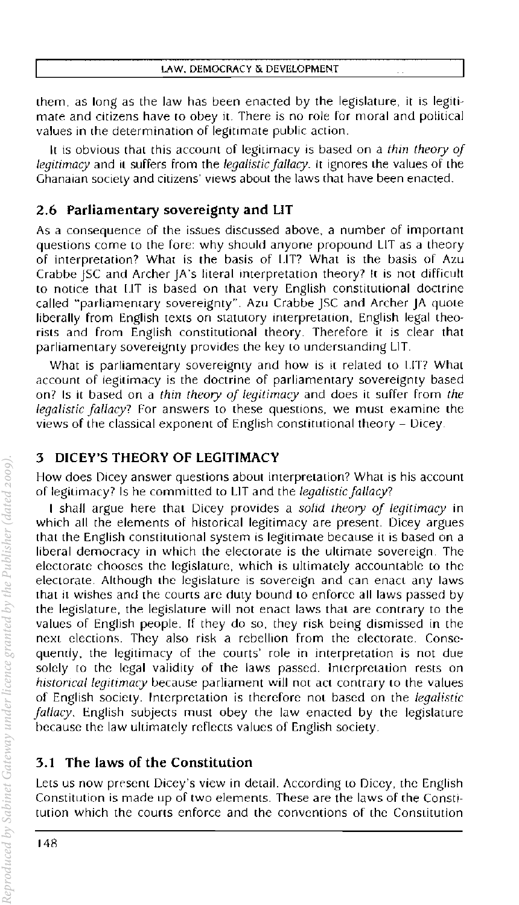them, as long as the law has been enacted by the legislature, it is legitimate and citizens have to obey it. There is no role for moral and political values in the determination of legitimate public action.

It is obvious that this account of legitimacy is based on a *thin theory of legitimacy* and it suffers from the *legalistic fallacy*. It ignores the values of the Ghanaian society and citizens' views about the laws that have been enacted.

## 2.6 Parliamentary sovereignty and LIT

As a consequence of the issues discussed above, a number of important questions come to the fore: why should anyone propound LIT as a theory of interpretation? What is the basis of LIT? What is the basis of Azu Crabbe JSC and Archer JA's literal interpretation theory? It is not difficult to notice that LIT is based on that very English constitutional doctrine called "parliamentary sovereignty". Azu Crabbe JSC and Archer JA quote liberally from English texts on statutory interpretation, English legal theorists and from English constitutional theory. Therefore it is clear that parliamentary sovereignty provides the key to understanding LIT.

What is parliamentary sovereignty and how is it related to LIT? What account of legitimacy is the doctrine of parliamentary sovereignty based on? Is it based on a *thin theory of legitimacy* and does it suffer from *the legalistic fallacy*? For answers to these questions, we must examine the views of the classical exponent of English constitutional theory – Dicey.

# 3 DICEY'S THEORY OF LEGITIMACY

How does Dicey answer questions about interpretation? What is his account of legitimacy? Is he committed to LIT and the *legalistic fallacy*?

I shall argue here that Dicey provides a *solid theory of legitimacy* in which all the elements of historical legitimacy are present. Dicey argues that the English constitutional system is legitimate because it is based on a liberal democracy in which the electorate is the ultimate sovereign. The electorate chooses the legislature, which is ultimately accountable to the electorate. Although the legislature is sovereign and can enact any laws that it wishes and the courts are duty bound to enforce all laws passed by the legislature, the legislature will not enact laws that are contrary to the values of English people. If they do so, they risk being dismissed in the next elections. They also risk a rebellion from the electorate. Consequently, the legitimacy of the courts' role in interpretation is not due solely to the legal validity of the laws passed. Interpretation rests on *historical legitimacy* because parliament will not act contrary to the values of English society. Interpretation is therefore not based on the *legalistic fallacy*. English subjects must obey the law enacted by the legislature because the law ultimately reflects values of English society.

## 3.1 The laws of the Constitution

Lets us now present Dicey's view in detail. According to Dicey, the English Constitution is made up of two elements. These are the laws of the Constitution which the courts enforce and the conventions of the Constitution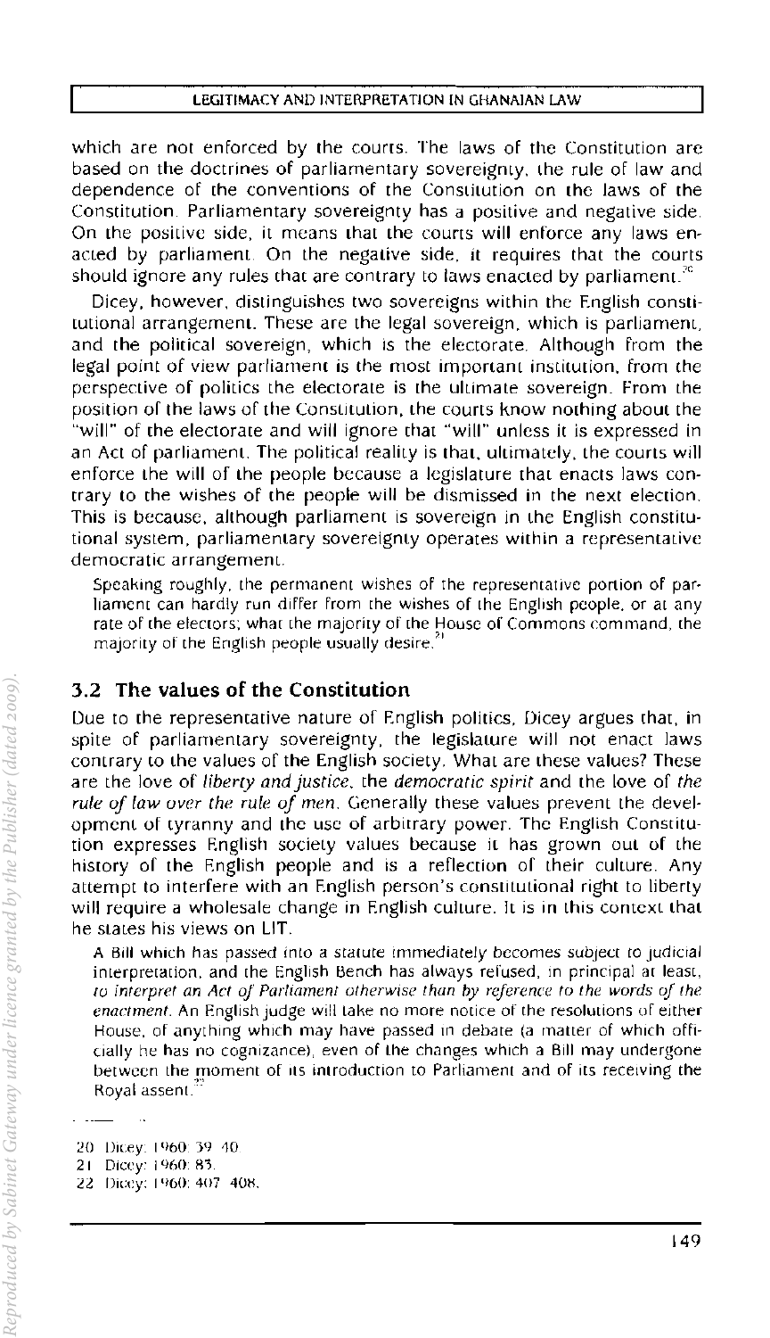which are not enforced by the courts. The laws of the Constitution are based on the doctrines of parliamentary sovereignty, the rule of law and dependence of the conventions of the Constitution on the laws of the Constitution. Parliamentary sovereignty has a positive and negative side. On the positive side, it means that the courts will enforce any laws enacted by parliament. On the negative side, it requires that the courts should ignore any rules that are contrary to laws enacted by parliament.[20]

Dicey, however, distinguishes two sovereigns within the English constitutional arrangement. These are the legal sovereign, which is parliament, and the political sovereign, which is the electorate. Although from the legal point of view parliament is the most important institution, from the perspective of politics the electorate is the ultimate sovereign. From the position of the laws of the Constitution, the courts know nothing about the "will" of the electorate and will ignore that "will" unless it is expressed in an Act of parliament. The political reality is that, ultimately, the courts will enforce the will of the people because a legislature that enacts laws contrary to the wishes of the people will be dismissed in the next election. This is because, although parliament is sovereign in the English constitutional system, parliamentary sovereignty operates within a representative democratic arrangement.

> Speaking roughly, the permanent wishes of the representative portion of parliament can hardly run differ from the wishes of the English people, or at any rate of the electors; what the majority of the House of Commons command, the majority of the English people usually desire.[21]

## 3.2 The values of the Constitution

Due to the representative nature of English politics, Dicey argues that, in spite of parliamentary sovereignty, the legislature will not enact laws contrary to the values of the English society. What are these values? These are the love of *liberty and justice*, the *democratic spirit* and the love of *the rule of law over the rule of men*. Generally these values prevent the development of tyranny and the use of arbitrary power. The English Constitution expresses English society values because it has grown out of the history of the English people and is a reflection of their culture. Any attempt to interfere with an English person's constitutional right to liberty will require a wholesale change in English culture. It is in this context that he states his views on LIT.

> A Bill which has passed into a statute immediately becomes subject to judicial interpretation, and the English Bench has always refused, in principal at least, *to interpret an Act of Parliament otherwise than by reference to the words of the enactment*. An English judge will take no more notice of the resolutions of either House, of anything which may have passed in debate (a matter of which officially he has no cognizance), even of the changes which a Bill may undergone between the moment of its introduction to Parliament and of its receiving the Royal assent.[22]

20 Dicey: 1960: 39–40.

21 Dicey: 1960: 83.

22 Dicey: 1960: 407–408.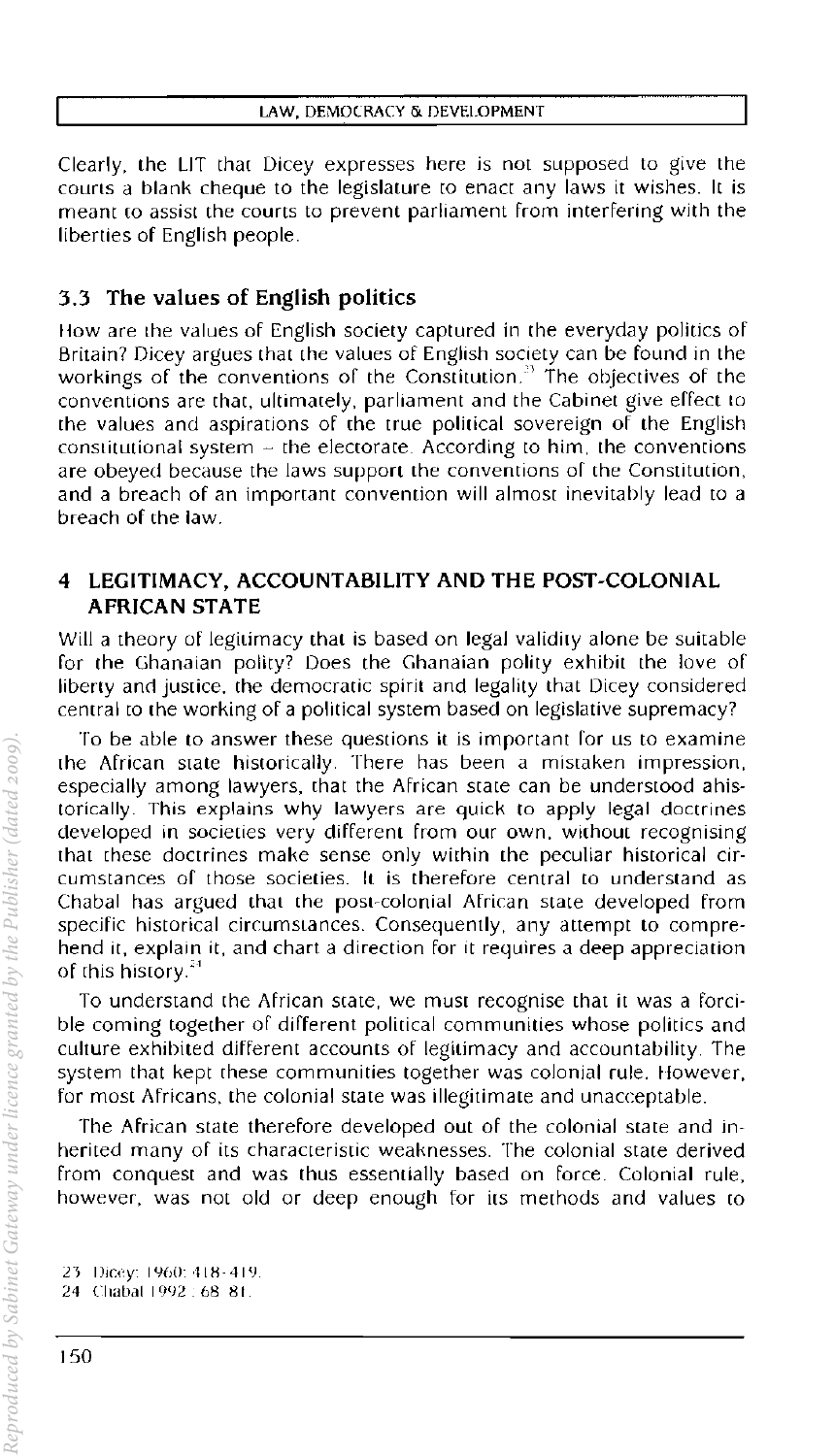Clearly, the LIT that Dicey expresses here is not supposed to give the courts a blank cheque to the legislature to enact any laws it wishes. It is meant to assist the courts to prevent parliament from interfering with the liberties of English people.

### 3.3 The values of English politics

How are the values of English society captured in the everyday politics of Britain? Dicey argues that the values of English society can be found in the workings of the conventions of the Constitution.[23] The objectives of the conventions are that, ultimately, parliament and the Cabinet give effect to the values and aspirations of the true political sovereign of the English constitutional system – the electorate. According to him, the conventions are obeyed because the laws support the conventions of the Constitution, and a breach of an important convention will almost inevitably lead to a breach of the law.

## 4 LEGITIMACY, ACCOUNTABILITY AND THE POST-COLONIAL AFRICAN STATE

Will a theory of legitimacy that is based on legal validity alone be suitable for the Ghanaian polity? Does the Ghanaian polity exhibit the love of liberty and justice, the democratic spirit and legality that Dicey considered central to the working of a political system based on legislative supremacy?

To be able to answer these questions it is important for us to examine the African state historically. There has been a mistaken impression, especially among lawyers, that the African state can be understood ahistorically. This explains why lawyers are quick to apply legal doctrines developed in societies very different from our own, without recognising that these doctrines make sense only within the peculiar historical circumstances of those societies. It is therefore central to understand as Chabal has argued that the post-colonial African state developed from specific historical circumstances. Consequently, any attempt to comprehend it, explain it, and chart a direction for it requires a deep appreciation of this history.[24]

To understand the African state, we must recognise that it was a forcible coming together of different political communities whose politics and culture exhibited different accounts of legitimacy and accountability. The system that kept these communities together was colonial rule. However, for most Africans, the colonial state was illegitimate and unacceptable.

The African state therefore developed out of the colonial state and inherited many of its characteristic weaknesses. The colonial state derived from conquest and was thus essentially based on force. Colonial rule, however, was not old or deep enough for its methods and values to

23 Dicey: 1960: 418-419.
24 Chabal 1992 : 68-81.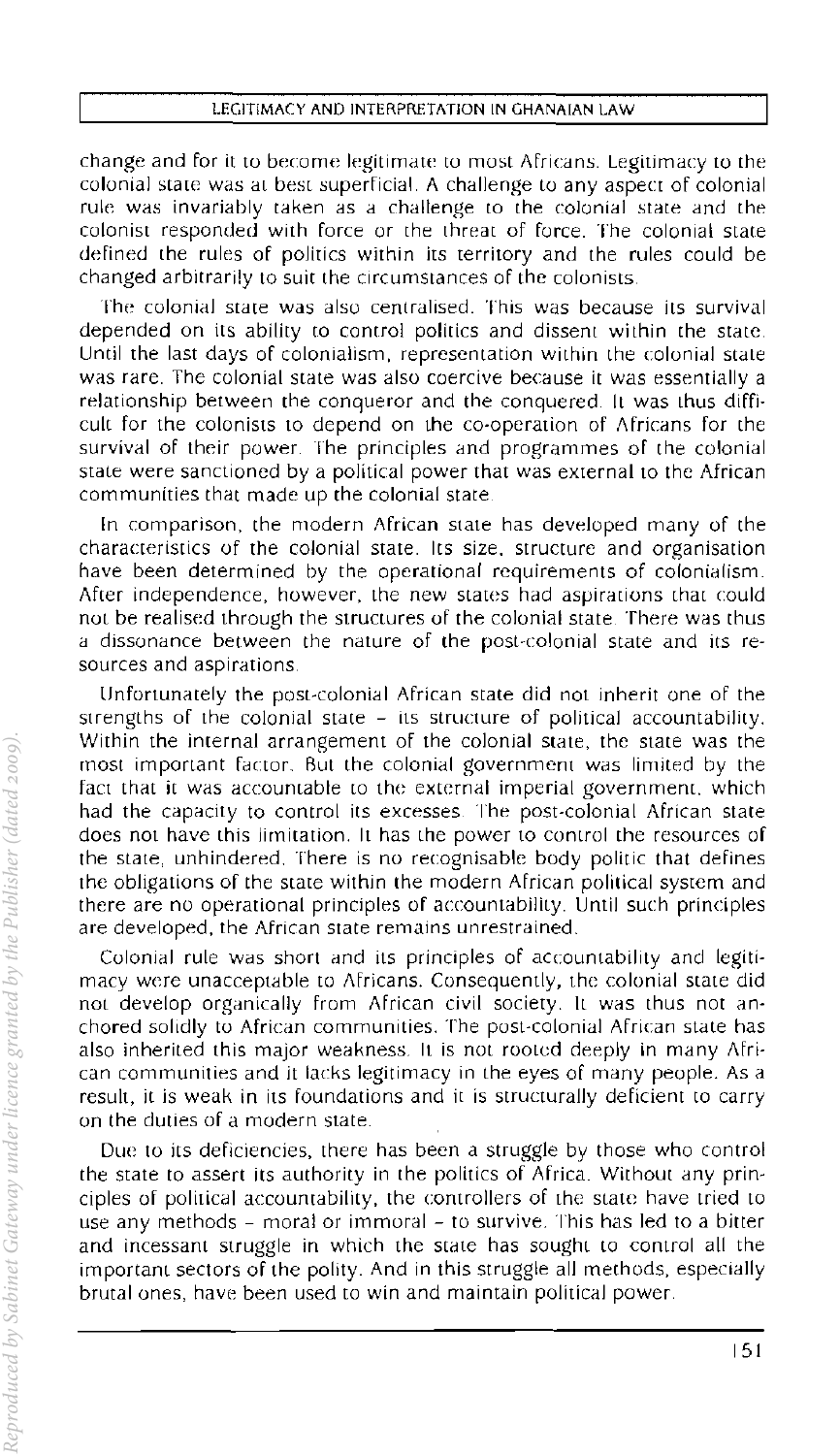change and for it to become legitimate to most Africans. Legitimacy to the colonial state was at best superficial. A challenge to any aspect of colonial rule was invariably taken as a challenge to the colonial state and the colonist responded with force or the threat of force. The colonial state defined the rules of politics within its territory and the rules could be changed arbitrarily to suit the circumstances of the colonists.

The colonial state was also centralised. This was because its survival depended on its ability to control politics and dissent within the state. Until the last days of colonialism, representation within the colonial state was rare. The colonial state was also coercive because it was essentially a relationship between the conqueror and the conquered. It was thus difficult for the colonists to depend on the co-operation of Africans for the survival of their power. The principles and programmes of the colonial state were sanctioned by a political power that was external to the African communities that made up the colonial state.

In comparison, the modern African state has developed many of the characteristics of the colonial state. Its size, structure and organisation have been determined by the operational requirements of colonialism. After independence, however, the new states had aspirations that could not be realised through the structures of the colonial state. There was thus a dissonance between the nature of the post-colonial state and its resources and aspirations.

Unfortunately the post-colonial African state did not inherit one of the strengths of the colonial state – its structure of political accountability. Within the internal arrangement of the colonial state, the state was the most important factor. But the colonial government was limited by the fact that it was accountable to the external imperial government, which had the capacity to control its excesses. The post-colonial African state does not have this limitation. It has the power to control the resources of the state, unhindered. There is no recognisable body politic that defines the obligations of the state within the modern African political system and there are no operational principles of accountability. Until such principles are developed, the African state remains unrestrained.

Colonial rule was short and its principles of accountability and legitimacy were unacceptable to Africans. Consequently, the colonial state did not develop organically from African civil society. It was thus not anchored solidly to African communities. The post-colonial African state has also inherited this major weakness. It is not rooted deeply in many African communities and it lacks legitimacy in the eyes of many people. As a result, it is weak in its foundations and it is structurally deficient to carry on the duties of a modern state.

Due to its deficiencies, there has been a struggle by those who control the state to assert its authority in the politics of Africa. Without any principles of political accountability, the controllers of the state have tried to use any methods – moral or immoral – to survive. This has led to a bitter and incessant struggle in which the state has sought to control all the important sectors of the polity. And in this struggle all methods, especially brutal ones, have been used to win and maintain political power.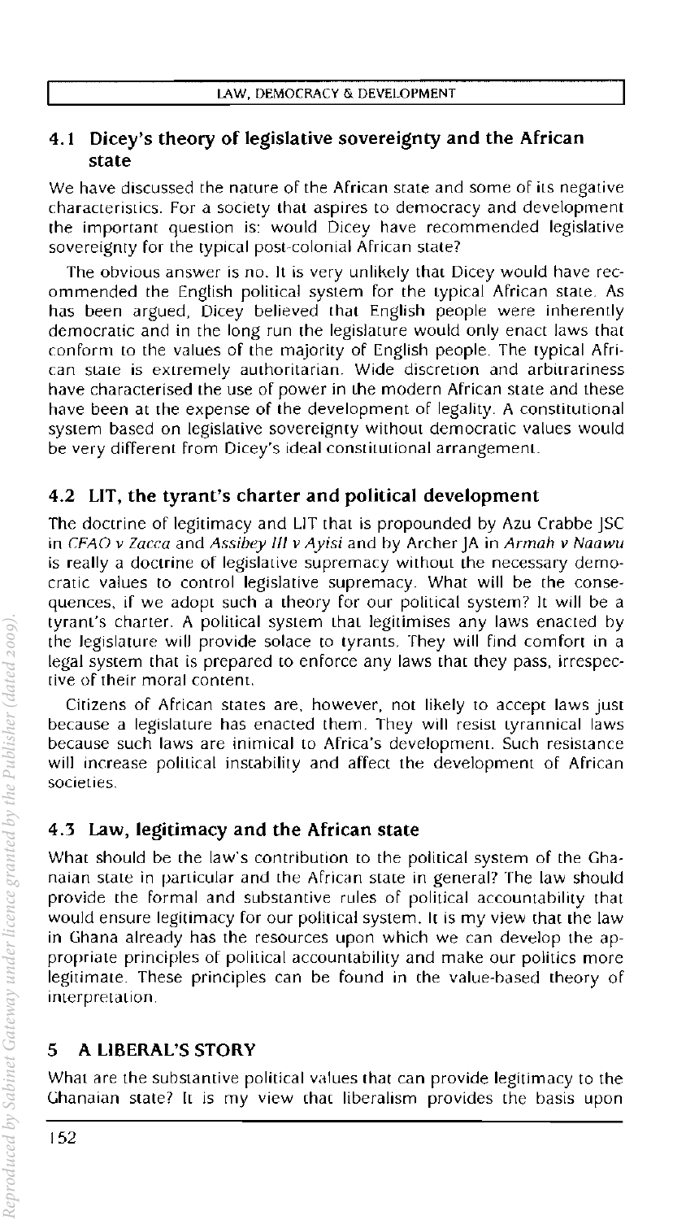### 4.1 Dicey's theory of legislative sovereignty and the African state

We have discussed the nature of the African state and some of its negative characteristics. For a society that aspires to democracy and development the important question is: would Dicey have recommended legislative sovereignty for the typical post-colonial African state?

The obvious answer is no. It is very unlikely that Dicey would have recommended the English political system for the typical African state. As has been argued, Dicey believed that English people were inherently democratic and in the long run the legislature would only enact laws that conform to the values of the majority of English people. The typical African state is extremely authoritarian. Wide discretion and arbitrariness have characterised the use of power in the modern African state and these have been at the expense of the development of legality. A constitutional system based on legislative sovereignty without democratic values would be very different from Dicey's ideal constitutional arrangement.

### 4.2 LIT, the tyrant's charter and political development

The doctrine of legitimacy and LIT that is propounded by Azu Crabbe JSC in *CFAO v Zacca* and *Assibey III v Ayisi* and by Archer JA in *Armah v Naawu* is really a doctrine of legislative supremacy without the necessary democratic values to control legislative supremacy. What will be the consequences, if we adopt such a theory for our political system? It will be a tyrant's charter. A political system that legitimises any laws enacted by the legislature will provide solace to tyrants. They will find comfort in a legal system that is prepared to enforce any laws that they pass, irrespective of their moral content.

Citizens of African states are, however, not likely to accept laws just because a legislature has enacted them. They will resist tyrannical laws because such laws are inimical to Africa's development. Such resistance will increase political instability and affect the development of African societies.

### 4.3 Law, legitimacy and the African state

What should be the law's contribution to the political system of the Ghanaian state in particular and the African state in general? The law should provide the formal and substantive rules of political accountability that would ensure legitimacy for our political system. It is my view that the law in Ghana already has the resources upon which we can develop the appropriate principles of political accountability and make our politics more legitimate. These principles can be found in the value-based theory of interpretation.

## 5 A LIBERAL'S STORY

What are the substantive political values that can provide legitimacy to the Ghanaian state? It is my view that liberalism provides the basis upon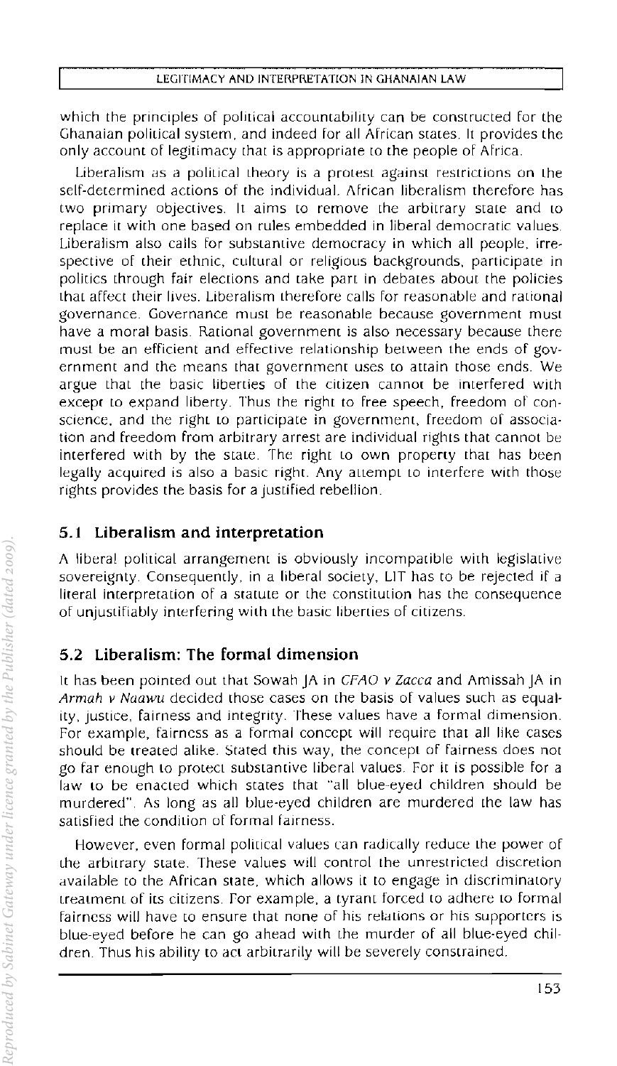which the principles of political accountability can be constructed for the Ghanaian political system, and indeed for all African states. It provides the only account of legitimacy that is appropriate to the people of Africa.

Liberalism as a political theory is a protest against restrictions on the self-determined actions of the individual. African liberalism therefore has two primary objectives. It aims to remove the arbitrary state and to replace it with one based on rules embedded in liberal democratic values. Liberalism also calls for substantive democracy in which all people, irrespective of their ethnic, cultural or religious backgrounds, participate in politics through fair elections and take part in debates about the policies that affect their lives. Liberalism therefore calls for reasonable and rational governance. Governance must be reasonable because government must have a moral basis. Rational government is also necessary because there must be an efficient and effective relationship between the ends of government and the means that government uses to attain those ends. We argue that the basic liberties of the citizen cannot be interfered with except to expand liberty. Thus the right to free speech, freedom of conscience, and the right to participate in government, freedom of association and freedom from arbitrary arrest are individual rights that cannot be interfered with by the state. The right to own property that has been legally acquired is also a basic right. Any attempt to interfere with those rights provides the basis for a justified rebellion.

## 5.1 Liberalism and interpretation

A liberal political arrangement is obviously incompatible with legislative sovereignty. Consequently, in a liberal society, LIT has to be rejected if a literal interpretation of a statute or the constitution has the consequence of unjustifiably interfering with the basic liberties of citizens.

## 5.2 Liberalism: The formal dimension

It has been pointed out that Sowah JA in *CFAO v Zacca* and Amissah JA in *Armah v Naawu* decided those cases on the basis of values such as equality, justice, fairness and integrity. These values have a formal dimension. For example, fairness as a formal concept will require that all like cases should be treated alike. Stated this way, the concept of fairness does not go far enough to protect substantive liberal values. For it is possible for a law to be enacted which states that "all blue-eyed children should be murdered". As long as all blue-eyed children are murdered the law has satisfied the condition of formal fairness.

However, even formal political values can radically reduce the power of the arbitrary state. These values will control the unrestricted discretion available to the African state, which allows it to engage in discriminatory treatment of its citizens. For example, a tyrant forced to adhere to formal fairness will have to ensure that none of his relations or his supporters is blue-eyed before he can go ahead with the murder of all blue-eyed children. Thus his ability to act arbitrarily will be severely constrained.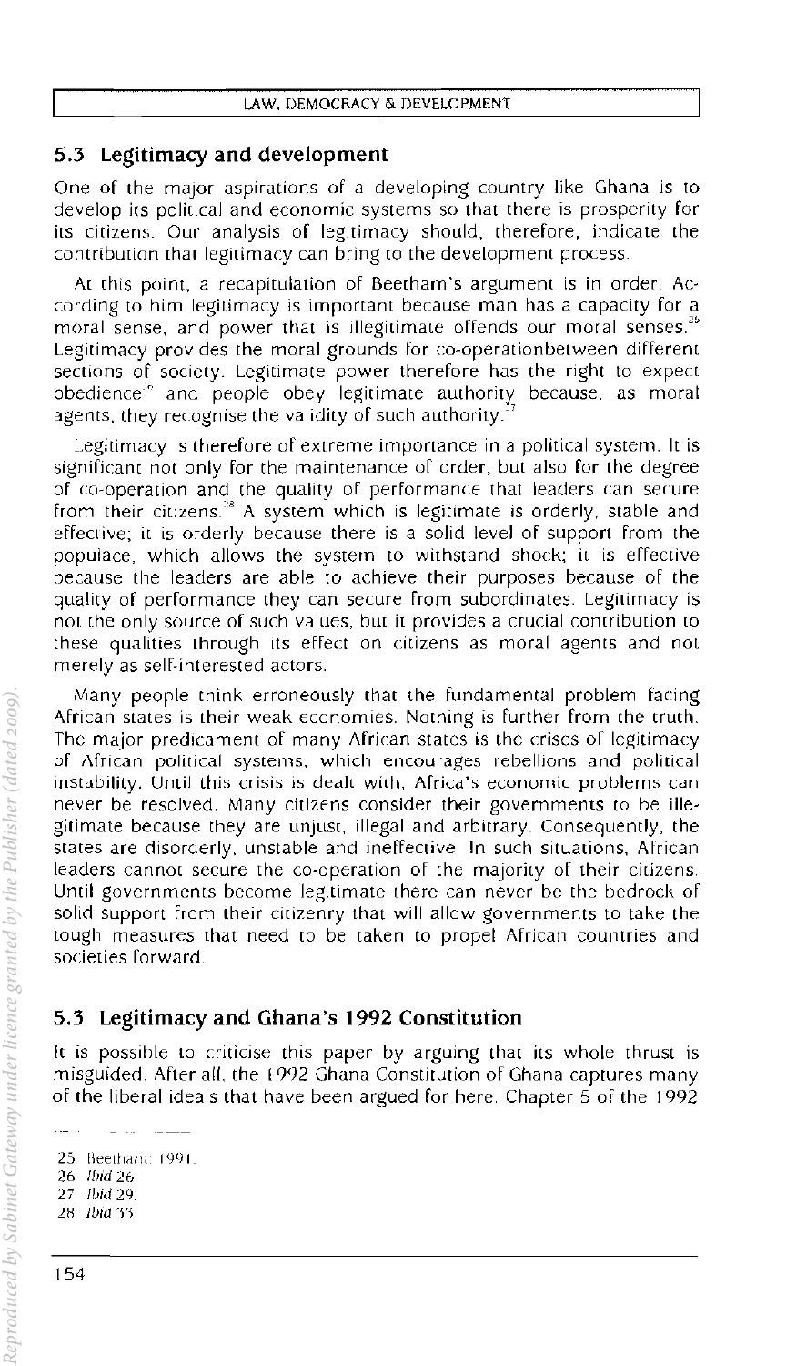## 5.3 Legitimacy and development

One of the major aspirations of a developing country like Ghana is to develop its political and economic systems so that there is prosperity for its citizens. Our analysis of legitimacy should, therefore, indicate the contribution that legitimacy can bring to the development process.

At this point, a recapitulation of Beetham's argument is in order. According to him legitimacy is important because man has a capacity for a moral sense, and power that is illegitimate offends our moral senses.[25] Legitimacy provides the moral grounds for co-operationbetween different sections of society. Legitimate power therefore has the right to expect obedience[26] and people obey legitimate authority because, as moral agents, they recognise the validity of such authority.[27]

Legitimacy is therefore of extreme importance in a political system. It is significant not only for the maintenance of order, but also for the degree of co-operation and the quality of performance that leaders can secure from their citizens.[28] A system which is legitimate is orderly, stable and effective; it is orderly because there is a solid level of support from the populace, which allows the system to withstand shock; it is effective because the leaders are able to achieve their purposes because of the quality of performance they can secure from subordinates. Legitimacy is not the only source of such values, but it provides a crucial contribution to these qualities through its effect on citizens as moral agents and not merely as self-interested actors.

Many people think erroneously that the fundamental problem facing African states is their weak economies. Nothing is further from the truth. The major predicament of many African states is the crises of legitimacy of African political systems, which encourages rebellions and political instability. Until this crisis is dealt with, Africa's economic problems can never be resolved. Many citizens consider their governments to be illegitimate because they are unjust, illegal and arbitrary. Consequently, the states are disorderly, unstable and ineffective. In such situations, African leaders cannot secure the co-operation of the majority of their citizens. Until governments become legitimate there can never be the bedrock of solid support from their citizenry that will allow governments to take the tough measures that need to be taken to propel African countries and societies forward.

## 5.3 Legitimacy and Ghana's 1992 Constitution

It is possible to criticise this paper by arguing that its whole thrust is misguided. After all, the 1992 Ghana Constitution of Ghana captures many of the liberal ideals that have been argued for here. Chapter 5 of the 1992

25 Beetham 1991.
26 *Ibid* 26.
27 *Ibid* 29.
28 *Ibid* 33.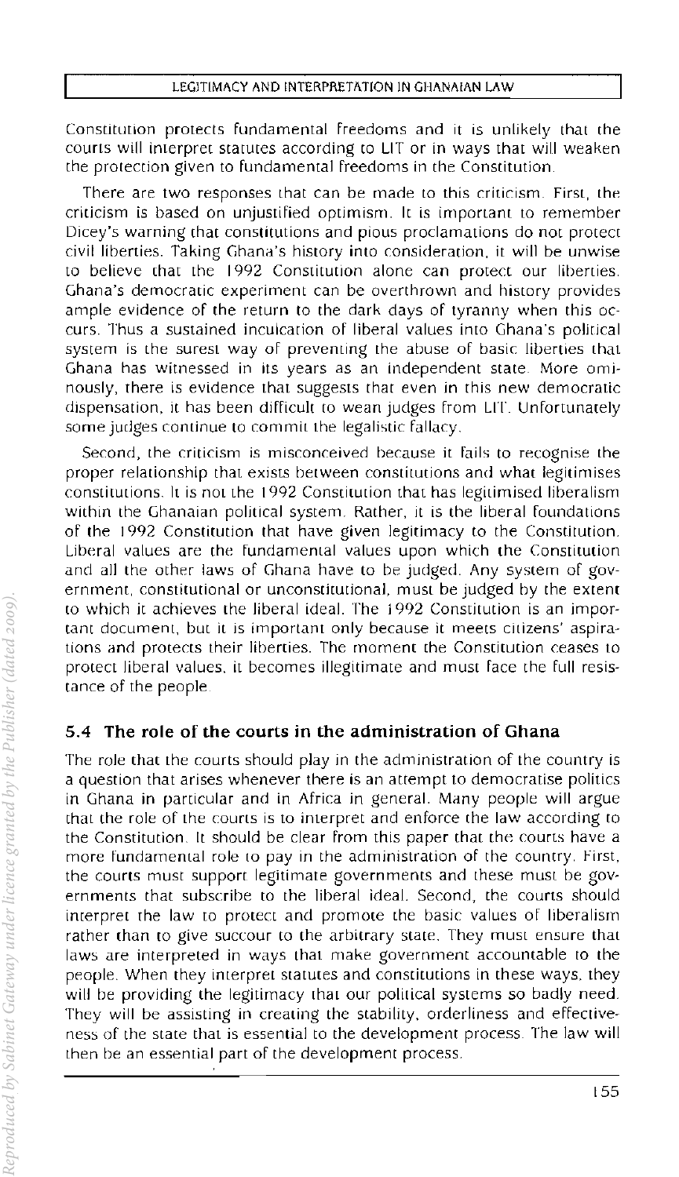Constitution protects fundamental freedoms and it is unlikely that the courts will interpret statutes according to LIT or in ways that will weaken the protection given to fundamental freedoms in the Constitution.

There are two responses that can be made to this criticism. First, the criticism is based on unjustified optimism. It is important to remember Dicey's warning that constitutions and pious proclamations do not protect civil liberties. Taking Ghana's history into consideration, it will be unwise to believe that the 1992 Constitution alone can protect our liberties. Ghana's democratic experiment can be overthrown and history provides ample evidence of the return to the dark days of tyranny when this occurs. Thus a sustained inculcation of liberal values into Ghana's political system is the surest way of preventing the abuse of basic liberties that Ghana has witnessed in its years as an independent state. More ominously, there is evidence that suggests that even in this new democratic dispensation, it has been difficult to wean judges from LIT. Unfortunately some judges continue to commit the legalistic fallacy.

Second, the criticism is misconceived because it fails to recognise the proper relationship that exists between constitutions and what legitimises constitutions. It is not the 1992 Constitution that has legitimised liberalism within the Ghanaian political system. Rather, it is the liberal foundations of the 1992 Constitution that have given legitimacy to the Constitution. Liberal values are the fundamental values upon which the Constitution and all the other laws of Ghana have to be judged. Any system of government, constitutional or unconstitutional, must be judged by the extent to which it achieves the liberal ideal. The 1992 Constitution is an important document, but it is important only because it meets citizens' aspirations and protects their liberties. The moment the Constitution ceases to protect liberal values, it becomes illegitimate and must face the full resistance of the people.

## 5.4 The role of the courts in the administration of Ghana

The role that the courts should play in the administration of the country is a question that arises whenever there is an attempt to democratise politics in Ghana in particular and in Africa in general. Many people will argue that the role of the courts is to interpret and enforce the law according to the Constitution. It should be clear from this paper that the courts have a more fundamental role to pay in the administration of the country. First, the courts must support legitimate governments and these must be governments that subscribe to the liberal ideal. Second, the courts should interpret the law to protect and promote the basic values of liberalism rather than to give succour to the arbitrary state. They must ensure that laws are interpreted in ways that make government accountable to the people. When they interpret statutes and constitutions in these ways, they will be providing the legitimacy that our political systems so badly need. They will be assisting in creating the stability, orderliness and effectiveness of the state that is essential to the development process. The law will then be an essential part of the development process.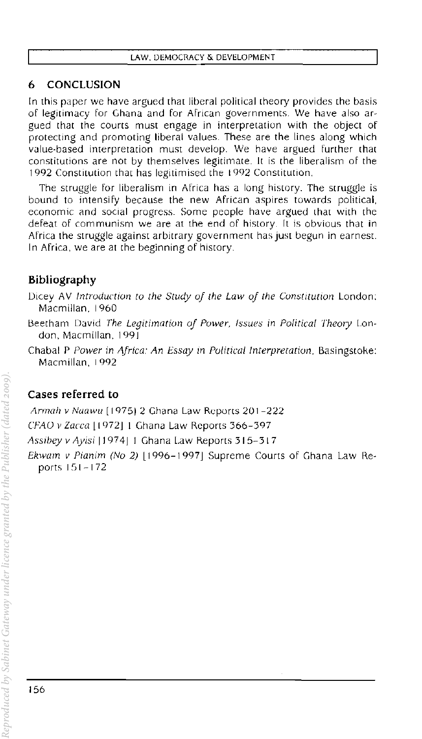## 6 CONCLUSION

In this paper we have argued that liberal political theory provides the basis of legitimacy for Ghana and for African governments. We have also argued that the courts must engage in interpretation with the object of protecting and promoting liberal values. These are the lines along which value-based interpretation must develop. We have argued further that constitutions are not by themselves legitimate. It is the liberalism of the 1992 Constitution that has legitimised the 1992 Constitution.

The struggle for liberalism in Africa has a long history. The struggle is bound to intensify because the new African aspires towards political, economic and social progress. Some people have argued that with the defeat of communism we are at the end of history. It is obvious that in Africa the struggle against arbitrary government has just begun in earnest. In Africa, we are at the beginning of history.

### Bibliography

Dicey AV *Introduction to the Study of the Law of the Constitution* London: Macmillan, 1960

Beetham David *The Legitimation of Power, Issues in Political Theory* London, Macmillan, 1991

Chabal P *Power in Africa: An Essay in Political Interpretation*, Basingstoke: Macmillan, 1992

### Cases referred to

*Armah v Naawu* [1975] 2 Ghana Law Reports 201–222

*CFAO v Zacca* [1972] 1 Ghana Law Reports 366–397

*Assibey v Ayisi* [1974] 1 Ghana Law Reports 315–317

*Ekwam v Pianim (No 2)* [1996–1997] Supreme Courts of Ghana Law Reports 151–172